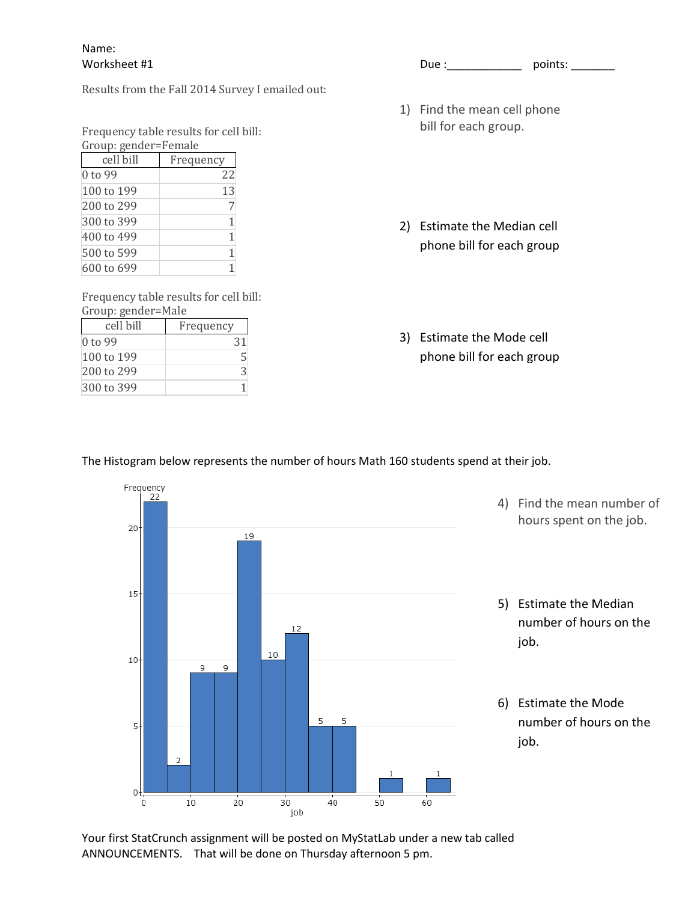Name:

Worksheet #1

Due :____________ points: _______

Results from the Fall 2014 Survey I emailed out:

Frequency table results for cell bill:
Group: gender=Female

| cell bill | Frequency |
|---|---|
| 0 to 99 | 22 |
| 100 to 199 | 13 |
| 200 to 299 | 7 |
| 300 to 399 | 1 |
| 400 to 499 | 1 |
| 500 to 599 | 1 |
| 600 to 699 | 1 |

Frequency table results for cell bill:
Group: gender=Male

| cell bill | Frequency |
|---|---|
| 0 to 99 | 31 |
| 100 to 199 | 5 |
| 200 to 299 | 3 |
| 300 to 399 | 1 |

1) Find the mean cell phone bill for each group.

2) Estimate the Median cell phone bill for each group

3) Estimate the Mode cell phone bill for each group

The Histogram below represents the number of hours Math 160 students spend at their job.

| job | Frequency |
|---|---|
| 0 to 5 | 22 |
| 5 to 10 | 2 |
| 10 to 15 | 9 |
| 15 to 20 | 9 |
| 20 to 25 | 19 |
| 25 to 30 | 10 |
| 30 to 35 | 12 |
| 35 to 40 | 5 |
| 40 to 45 | 5 |
| 45 to 50 | 0 |
| 50 to 55 | 1 |
| 55 to 60 | 0 |
| 60 to 65 | 1 |

4) Find the mean number of hours spent on the job.

5) Estimate the Median number of hours on the job.

6) Estimate the Mode number of hours on the job.

Your first StatCrunch assignment will be posted on MyStatLab under a new tab called ANNOUNCEMENTS. That will be done on Thursday afternoon 5 pm.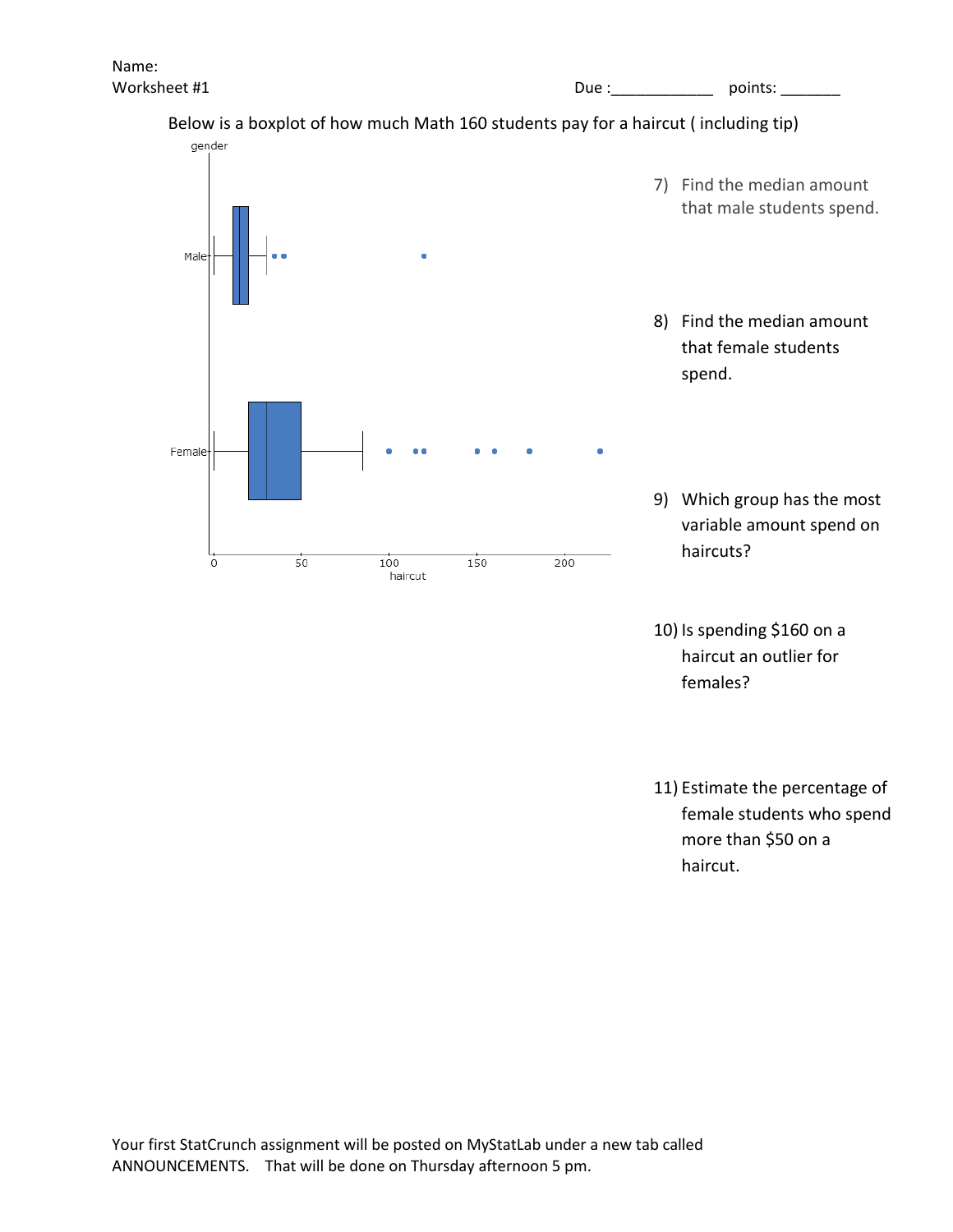Name:

Worksheet #1 Due :____________ points: _______

Below is a boxplot of how much Math 160 students pay for a haircut ( including tip)

7) Find the median amount that male students spend.

8) Find the median amount that female students spend.

9) Which group has the most variable amount spend on haircuts?

10) Is spending $160 on a haircut an outlier for females?

11) Estimate the percentage of female students who spend more than $50 on a haircut.

Your first StatCrunch assignment will be posted on MyStatLab under a new tab called ANNOUNCEMENTS. That will be done on Thursday afternoon 5 pm.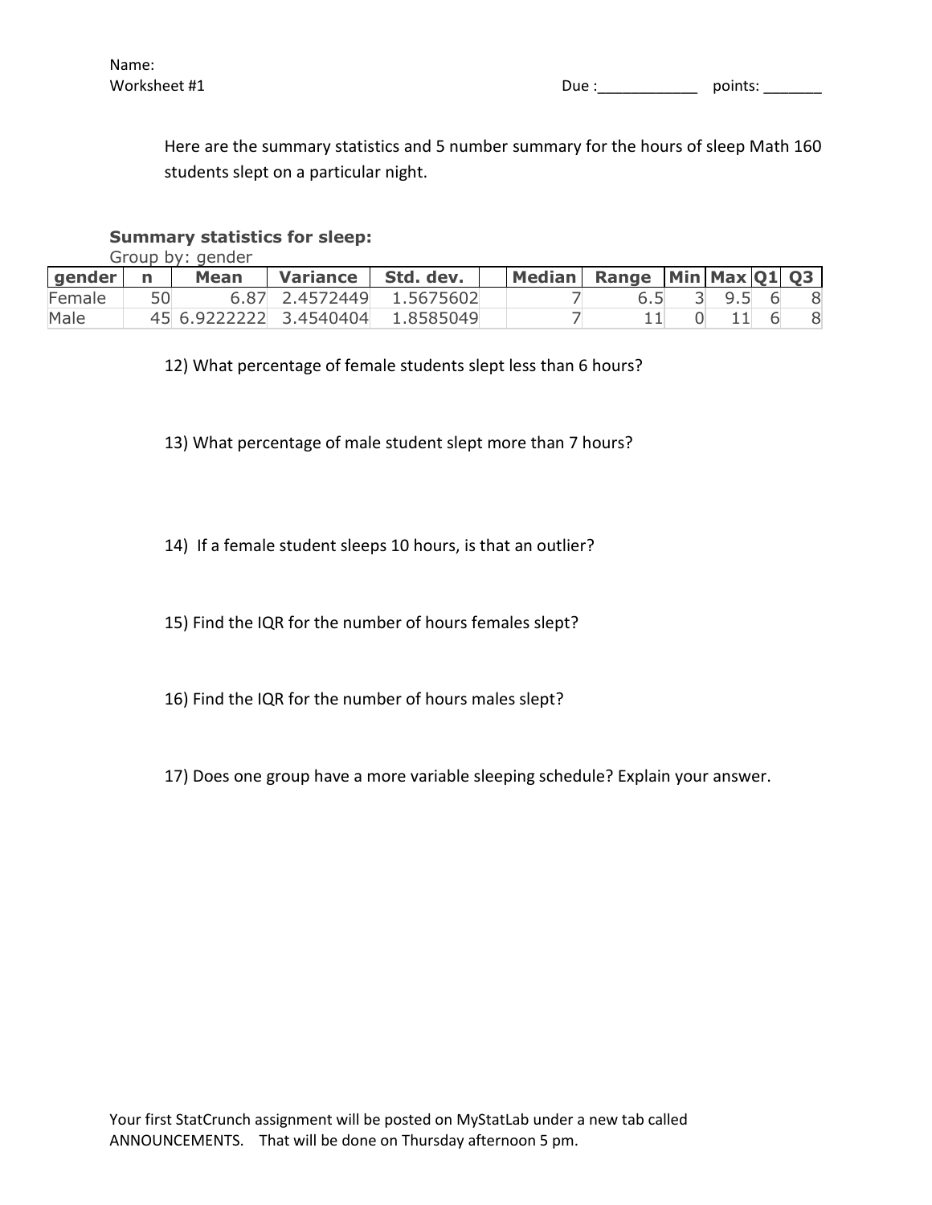Name:
Worksheet #1 Due :____________ points: _______

Here are the summary statistics and 5 number summary for the hours of sleep Math 160 students slept on a particular night.

**Summary statistics for sleep:**
Group by: gender

| gender | n | Mean | Variance | Std. dev. | Median | Range | Min | Max | Q1 | Q3 |
|---|---|---|---|---|---|---|---|---|---|---|
| Female | 50 | 6.87 | 2.4572449 | 1.5675602 | 7 | 6.5 | 3 | 9.5 | 6 | 8 |
| Male | 45 | 6.9222222 | 3.4540404 | 1.8585049 | 7 | 11 | 0 | 11 | 6 | 8 |

12) What percentage of female students slept less than 6 hours?

13) What percentage of male student slept more than 7 hours?

14) If a female student sleeps 10 hours, is that an outlier?

15) Find the IQR for the number of hours females slept?

16) Find the IQR for the number of hours males slept?

17) Does one group have a more variable sleeping schedule? Explain your answer.

Your first StatCrunch assignment will be posted on MyStatLab under a new tab called ANNOUNCEMENTS. That will be done on Thursday afternoon 5 pm.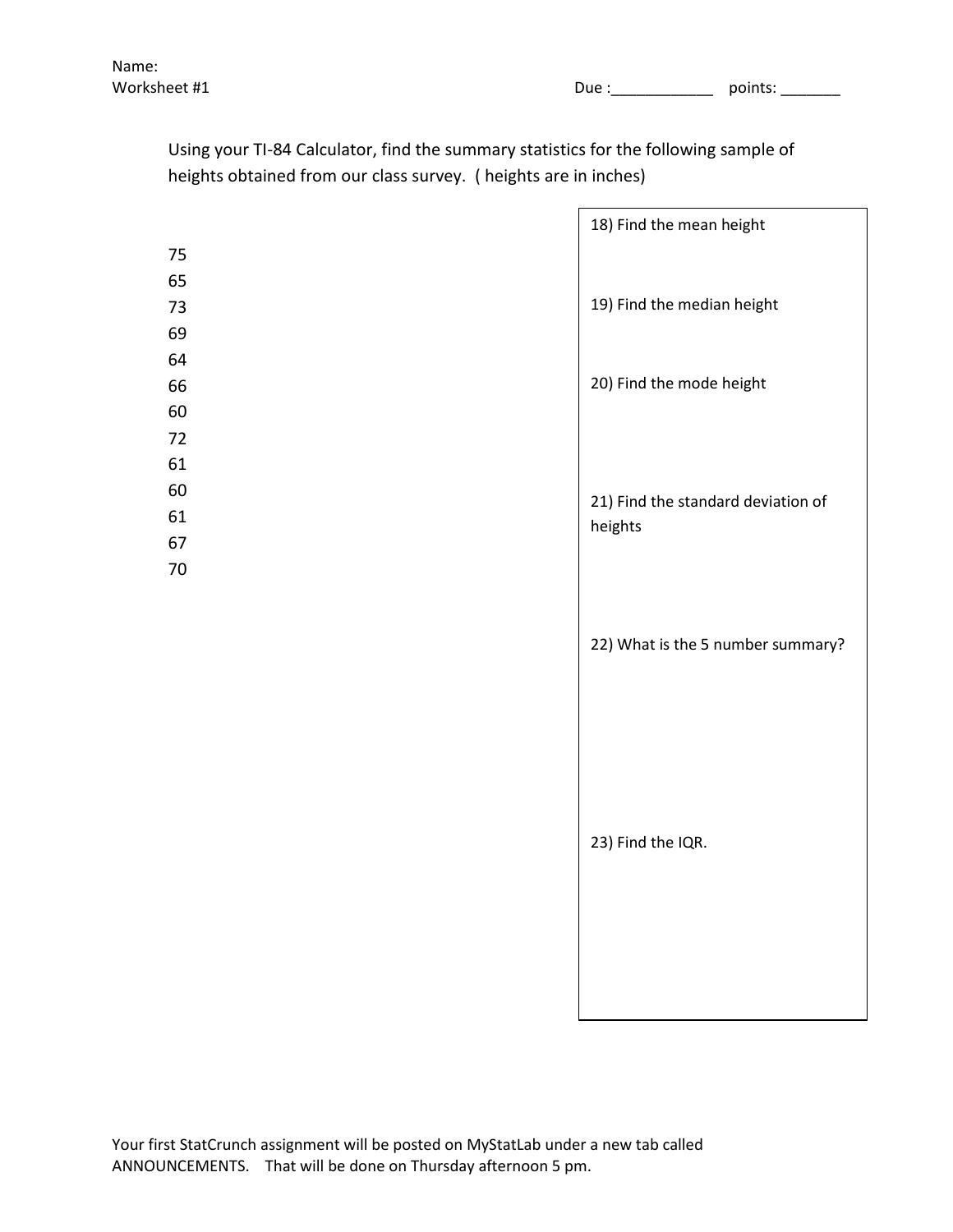Name:
Worksheet #1

Due :____________ points: _______

Using your TI-84 Calculator, find the summary statistics for the following sample of heights obtained from our class survey. ( heights are in inches)

75
65
73
69
64
66
60
72
61
60
61
67
70

18) Find the mean height

19) Find the median height

20) Find the mode height

21) Find the standard deviation of heights

22) What is the 5 number summary?

23) Find the IQR.

Your first StatCrunch assignment will be posted on MyStatLab under a new tab called ANNOUNCEMENTS. That will be done on Thursday afternoon 5 pm.